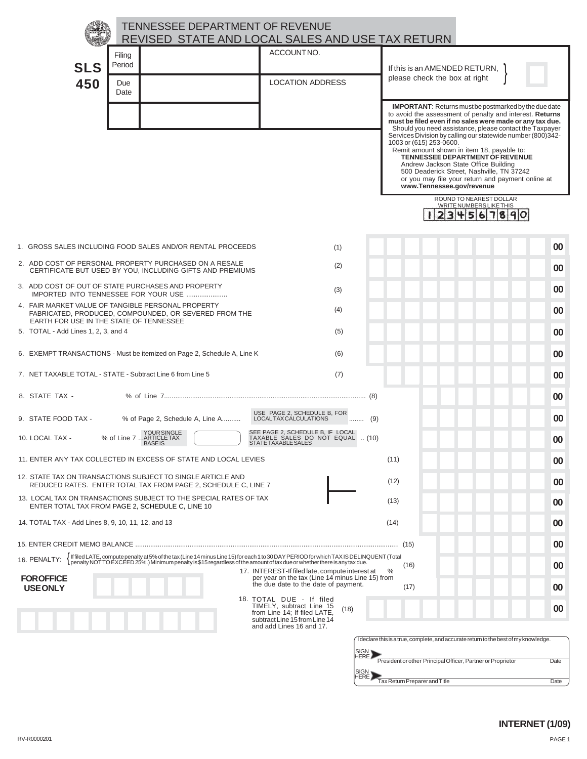# TENNESSEE DEPARTMENT OF REVENUE
## REVISED STATE AND LOCAL SALES AND USE TAX RETURN

**SLS 450**

| Filing Period | | ACCOUNT NO. |
|---|---|---|
| Due Date | | LOCATION ADDRESS |
| | | |

If this is an AMENDED RETURN, please check the box at right ☐

**IMPORTANT**: Returns must be postmarked by the due date to avoid the assessment of penalty and interest. **Returns must be filed even if no sales were made or any tax due.** Should you need assistance, please contact the Taxpayer Services Division by calling our statewide number (800)342-1003 or (615) 253-0600.

Remit amount shown in item 18, payable to:
**TENNESSEE DEPARTMENT OF REVENUE**
Andrew Jackson State Office Building
500 Deaderick Street, Nashville, TN 37242
or you may file your return and payment online at **www.Tennessee.gov/revenue**

ROUND TO NEAREST DOLLAR
WRITE NUMBERS LIKE THIS
1 2 3 4 5 6 7 8 9 0

| Line | Description | Amount |
|---|---|---|
| (1) | 1. GROSS SALES INCLUDING FOOD SALES AND/OR RENTAL PROCEEDS | 00 |
| (2) | 2. ADD COST OF PERSONAL PROPERTY PURCHASED ON A RESALE CERTIFICATE BUT USED BY YOU, INCLUDING GIFTS AND PREMIUMS | 00 |
| (3) | 3. ADD COST OF OUT OF STATE PURCHASES AND PROPERTY IMPORTED INTO TENNESSEE FOR YOUR USE ..................... | 00 |
| (4) | 4. FAIR MARKET VALUE OF TANGIBLE PERSONAL PROPERTY FABRICATED, PRODUCED, COMPOUNDED, OR SEVERED FROM THE EARTH FOR USE IN THE STATE OF TENNESSEE | 00 |
| (5) | 5. TOTAL - Add Lines 1, 2, 3, and 4 | 00 |
| (6) | 6. EXEMPT TRANSACTIONS - Must be itemized on Page 2, Schedule A, Line K | 00 |
| (7) | 7. NET TAXABLE TOTAL - STATE - Subtract Line 6 from Line 5 | 00 |
| (8) | 8. STATE TAX - ______ % of Line 7 | 00 |
| (9) | 9. STATE FOOD TAX - ______ % of Page 2, Schedule A, Line A .......... USE PAGE 2, SCHEDULE B, FOR LOCAL TAX CALCULATIONS | 00 |
| (10) | 10. LOCAL TAX - ______ % of Line 7 ... YOUR SINGLE ARTICLE TAX BASE IS ______ SEE PAGE 2, SCHEDULE B, IF LOCAL TAXABLE SALES DO NOT EQUAL STATE TAXABLE SALES | 00 |
| (11) | 11. ENTER ANY TAX COLLECTED IN EXCESS OF STATE AND LOCAL LEVIES | 00 |
| (12) | 12. STATE TAX ON TRANSACTIONS SUBJECT TO SINGLE ARTICLE AND REDUCED RATES. ENTER TOTAL TAX FROM PAGE 2, SCHEDULE C, LINE 7 | 00 |
| (13) | 13. LOCAL TAX ON TRANSACTIONS SUBJECT TO THE SPECIAL RATES OF TAX ENTER TOTAL TAX FROM PAGE 2, SCHEDULE C, LINE 10 | 00 |
| (14) | 14. TOTAL TAX - Add Lines 8, 9, 10, 11, 12, and 13 | 00 |
| (15) | 15. ENTER CREDIT MEMO BALANCE | 00 |
| (16) | 16. PENALTY: If filed LATE, compute penalty at 5% of the tax (Line 14 minus Line 15) for each 1 to 30 DAY PERIOD for which TAX IS DELINQUENT (Total penalty NOT TO EXCEED 25%.) Minimum penalty is $15 regardless of the amount of tax due or whether there is any tax due. | 00 |
| (17) | 17. INTEREST-If filed late, compute interest at ____ % per year on the tax (Line 14 minus Line 15) from the due date to the date of payment. | 00 |
| (18) | 18. TOTAL DUE - If filed TIMELY, subtract Line 15 from Line 14; If filed LATE, subtract Line 15 from Line 14 and add Lines 16 and 17. | 00 |

**FOR OFFICE USE ONLY**

I declare this is a true, complete, and accurate return to the best of my knowledge.

SIGN HERE ______________________________
President or other Principal Officer, Partner or Proprietor — Date

SIGN HERE ______________________________
Tax Return Preparer and Title — Date

**INTERNET (1/09)**

RV-R0000201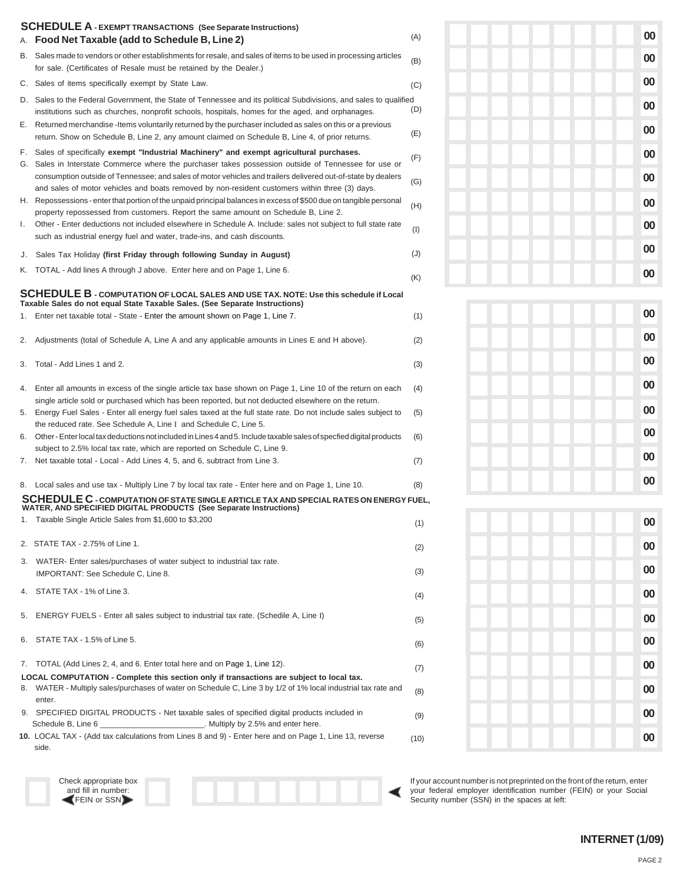## SCHEDULE A - EXEMPT TRANSACTIONS (See Separate Instructions)

| | | |
|---|---|---|
| A. **Food Net Taxable (add to Schedule B, Line 2)** | (A) | 00 |
| B. Sales made to vendors or other establishments for resale, and sales of items to be used in processing articles for sale. (Certificates of Resale must be retained by the Dealer.) | (B) | 00 |
| C. Sales of items specifically exempt by State Law. | (C) | 00 |
| D. Sales to the Federal Government, the State of Tennessee and its political Subdivisions, and sales to qualified institutions such as churches, nonprofit schools, hospitals, homes for the aged, and orphanages. | (D) | 00 |
| E. Returned merchandise -Items voluntarily returned by the purchaser included as sales on this or a previous return. Show on Schedule B, Line 2, any amount claimed on Schedule B, Line 4, of prior returns. | (E) | 00 |
| F. Sales of specifically **exempt "Industrial Machinery" and exempt agricultural purchases.** | (F) | 00 |
| G. Sales in Interstate Commerce where the purchaser takes possession outside of Tennessee for use or consumption outside of Tennessee; and sales of motor vehicles and trailers delivered out-of-state by dealers and sales of motor vehicles and boats removed by non-resident customers within three (3) days. | (G) | 00 |
| H. Repossessions - enter that portion of the unpaid principal balances in excess of $500 due on tangible personal property repossessed from customers. Report the same amount on Schedule B, Line 2. | (H) | 00 |
| I. Other - Enter deductions not included elsewhere in Schedule A. Include: sales not subject to full state rate such as industrial energy fuel and water, trade-ins, and cash discounts. | (I) | 00 |
| J. Sales Tax Holiday **(first Friday through following Sunday in August)** | (J) | 00 |
| K. TOTAL - Add lines A through J above. Enter here and on Page 1, Line 6. | (K) | 00 |

## SCHEDULE B - COMPUTATION OF LOCAL SALES AND USE TAX. NOTE: Use this schedule if Local Taxable Sales do not equal State Taxable Sales. (See Separate Instructions)

| | | |
|---|---|---|
| 1. Enter net taxable total - State - Enter the amount shown on Page 1, Line 7. | (1) | 00 |
| 2. Adjustments (total of Schedule A, Line A and any applicable amounts in Lines E and H above). | (2) | 00 |
| 3. Total - Add Lines 1 and 2. | (3) | 00 |
| 4. Enter all amounts in excess of the single article tax base shown on Page 1, Line 10 of the return on each single article sold or purchased which has been reported, but not deducted elsewhere on the return. | (4) | 00 |
| 5. Energy Fuel Sales - Enter all energy fuel sales taxed at the full state rate. Do not include sales subject to the reduced rate. See Schedule A, Line I and Schedule C, Line 5. | (5) | 00 |
| 6. Other - Enter local tax deductions not included in Lines 4 and 5. Include taxable sales of specfied digital products subject to 2.5% local tax rate, which are reported on Schedule C, Line 9. | (6) | 00 |
| 7. Net taxable total - Local - Add Lines 4, 5, and 6, subtract from Line 3. | (7) | 00 |
| 8. Local sales and use tax - Multiply Line 7 by local tax rate - Enter here and on Page 1, Line 10. | (8) | 00 |

## SCHEDULE C - COMPUTATION OF STATE SINGLE ARTICLE TAX AND SPECIAL RATES ON ENERGY FUEL, WATER, AND SPECIFIED DIGITAL PRODUCTS (See Separate Instructions)

| | | |
|---|---|---|
| 1. Taxable Single Article Sales from $1,600 to $3,200 | (1) | 00 |
| 2. STATE TAX - 2.75% of Line 1. | (2) | 00 |
| 3. WATER- Enter sales/purchases of water subject to industrial tax rate. IMPORTANT: See Schedule C, Line 8. | (3) | 00 |
| 4. STATE TAX - 1% of Line 3. | (4) | 00 |
| 5. ENERGY FUELS - Enter all sales subject to industrial tax rate. (Schedile A, Line I) | (5) | 00 |
| 6. STATE TAX - 1.5% of Line 5. | (6) | 00 |
| 7. TOTAL (Add Lines 2, 4, and 6. Enter total here and on Page 1, Line 12). | (7) | 00 |
| **LOCAL COMPUTATION - Complete this section only if transactions are subject to local tax.** | | |
| 8. WATER - Multiply sales/purchases of water on Schedule C, Line 3 by 1/2 of 1% local industrial tax rate and enter. | (8) | 00 |
| 9. SPECIFIED DIGITAL PRODUCTS - Net taxable sales of specified digital products included in Schedule B, Line 6 ________________________. Multiply by 2.5% and enter here. | (9) | 00 |
| **10.** LOCAL TAX - (Add tax calculations from Lines 8 and 9) - Enter here and on Page 1, Line 13, reverse side. | (10) | 00 |

Check appropriate box and fill in number: FEIN or SSN

If your account number is not preprinted on the front of the return, enter your federal employer identification number (FEIN) or your Social Security number (SSN) in the spaces at left:

**INTERNET (1/09)**